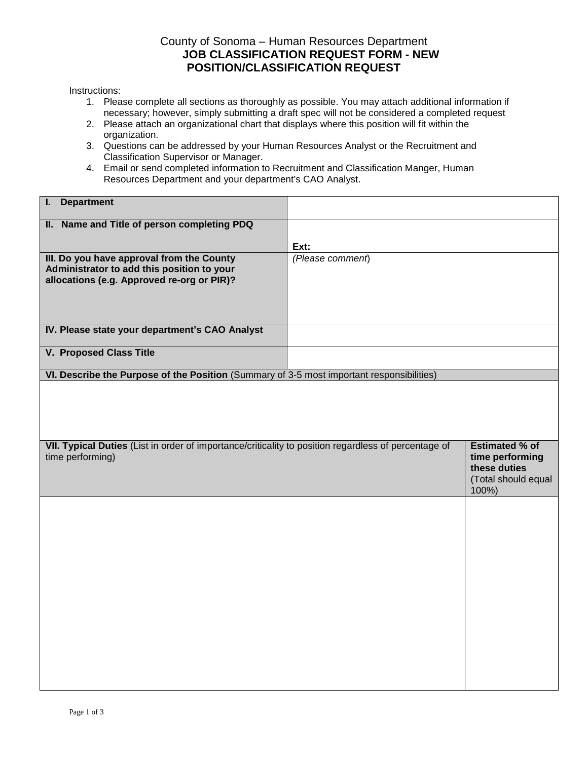County of Sonoma – Human Resources Department

# JOB CLASSIFICATION REQUEST FORM - NEW POSITION/CLASSIFICATION REQUEST

Instructions:

1. Please complete all sections as thoroughly as possible. You may attach additional information if necessary; however, simply submitting a draft spec will not be considered a completed request
2. Please attach an organizational chart that displays where this position will fit within the organization.
3. Questions can be addressed by your Human Resources Analyst or the Recruitment and Classification Supervisor or Manager.
4. Email or send completed information to Recruitment and Classification Manger, Human Resources Department and your department's CAO Analyst.

| | |
|---|---|
| **I. Department** | |
| **II. Name and Title of person completing PDQ** | **Ext:** |
| **III. Do you have approval from the County Administrator to add this position to your allocations (e.g. Approved re-org or PIR)?** | *(Please comment*) |
| **IV. Please state your department's CAO Analyst** | |
| **V. Proposed Class Title** | |

| **VI. Describe the Purpose of the Position** (Summary of 3-5 most important responsibilities) |
|---|
| |

| **VII. Typical Duties** (List in order of importance/criticality to position regardless of percentage of time performing) | **Estimated % of time performing these duties** (Total should equal 100%) |
|---|---|
| | |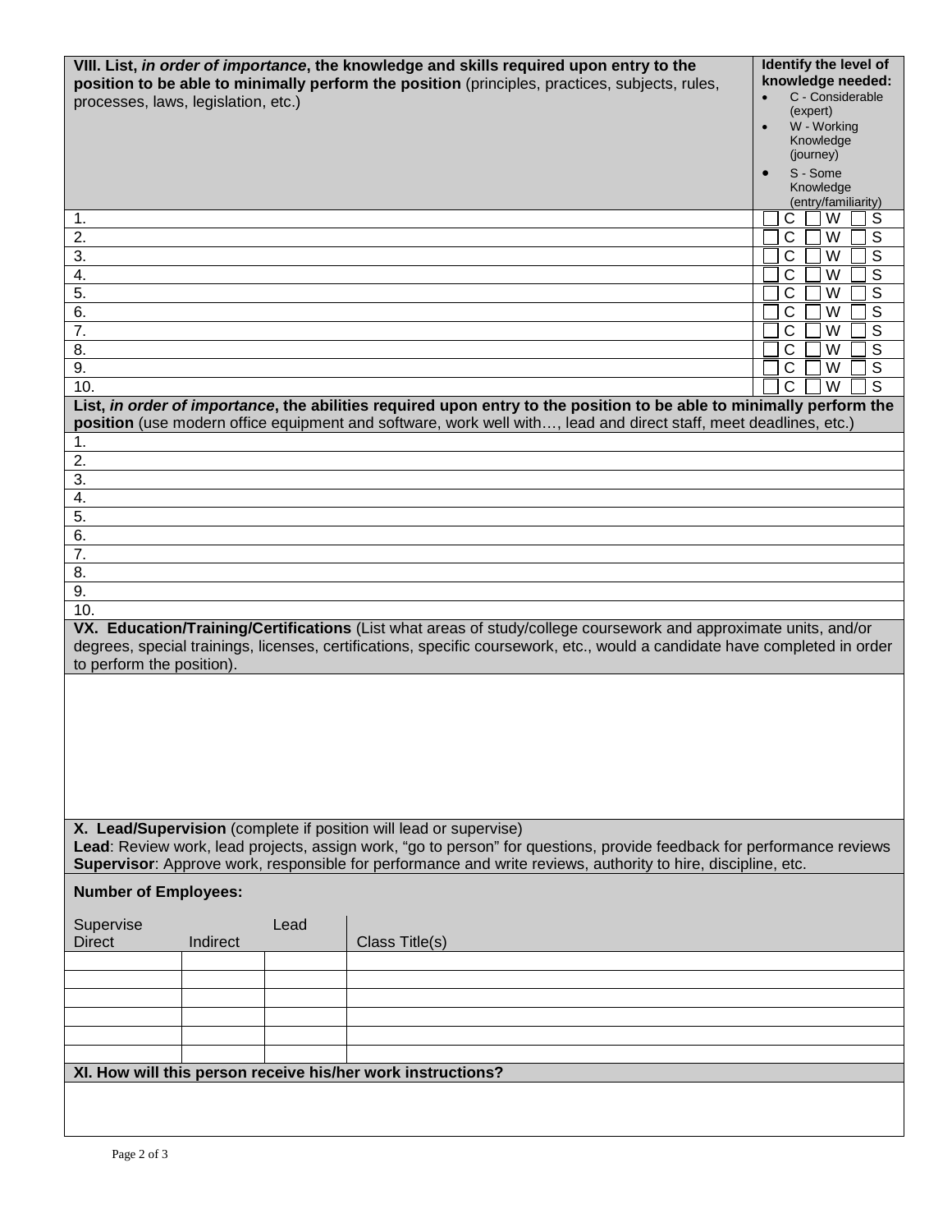| **VIII. List, *in order of importance*, the knowledge and skills required upon entry to the position to be able to minimally perform the position** (principles, practices, subjects, rules, processes, laws, legislation, etc.) | **Identify the level of knowledge needed:**<br>• C - Considerable (expert)<br>• W - Working Knowledge (journey)<br>• S - Some Knowledge (entry/familiarity) |
|---|---|
| 1. | ☐ C ☐ W ☐ S |
| 2. | ☐ C ☐ W ☐ S |
| 3. | ☐ C ☐ W ☐ S |
| 4. | ☐ C ☐ W ☐ S |
| 5. | ☐ C ☐ W ☐ S |
| 6. | ☐ C ☐ W ☐ S |
| 7. | ☐ C ☐ W ☐ S |
| 8. | ☐ C ☐ W ☐ S |
| 9. | ☐ C ☐ W ☐ S |
| 10. | ☐ C ☐ W ☐ S |

**List, *in order of importance*, the abilities required upon entry to the position to be able to minimally perform the position** (use modern office equipment and software, work well with…, lead and direct staff, meet deadlines, etc.)

1.
2.
3.
4.
5.
6.
7.
8.
9.
10.

**VX. Education/Training/Certifications** (List what areas of study/college coursework and approximate units, and/or degrees, special trainings, licenses, certifications, specific coursework, etc., would a candidate have completed in order to perform the position).

**X. Lead/Supervision** (complete if position will lead or supervise)

**Lead**: Review work, lead projects, assign work, "go to person" for questions, provide feedback for performance reviews

**Supervisor**: Approve work, responsible for performance and write reviews, authority to hire, discipline, etc.

**Number of Employees:**

| Supervise Direct | Indirect | Lead | Class Title(s) |
|---|---|---|---|
| | | | |
| | | | |
| | | | |
| | | | |
| | | | |
| | | | |

**XI. How will this person receive his/her work instructions?**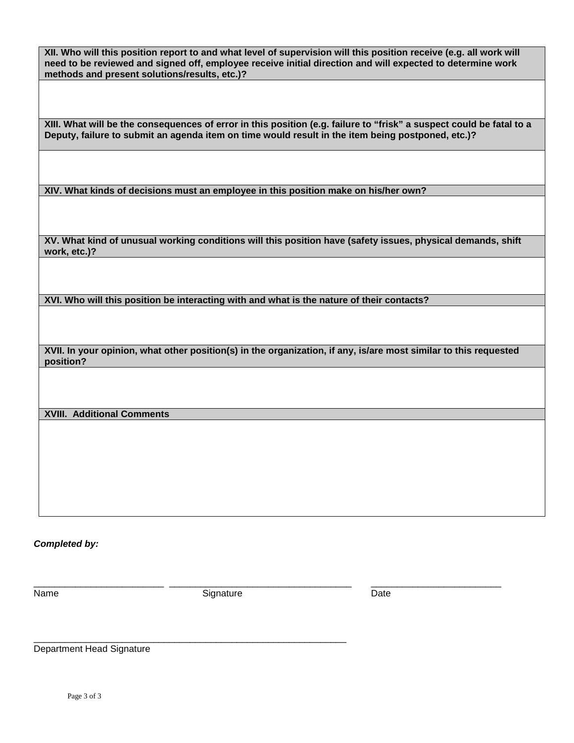| XII. Who will this position report to and what level of supervision will this position receive (e.g. all work will need to be reviewed and signed off, employee receive initial direction and will expected to determine work methods and present solutions/results, etc.)? |
|---|
| |
| **XIII. What will be the consequences of error in this position (e.g. failure to "frisk" a suspect could be fatal to a Deputy, failure to submit an agenda item on time would result in the item being postponed, etc.)?** |
| |
| **XIV. What kinds of decisions must an employee in this position make on his/her own?** |
| |
| **XV. What kind of unusual working conditions will this position have (safety issues, physical demands, shift work, etc.)?** |
| |
| **XVI. Who will this position be interacting with and what is the nature of their contacts?** |
| |
| **XVII. In your opinion, what other position(s) in the organization, if any, is/are most similar to this requested position?** |
| |
| **XVIII. Additional Comments** |
| |

***Completed by:***

_________________________ __________________________________ _________________________
Name Signature Date

____________________________________________________________
Department Head Signature